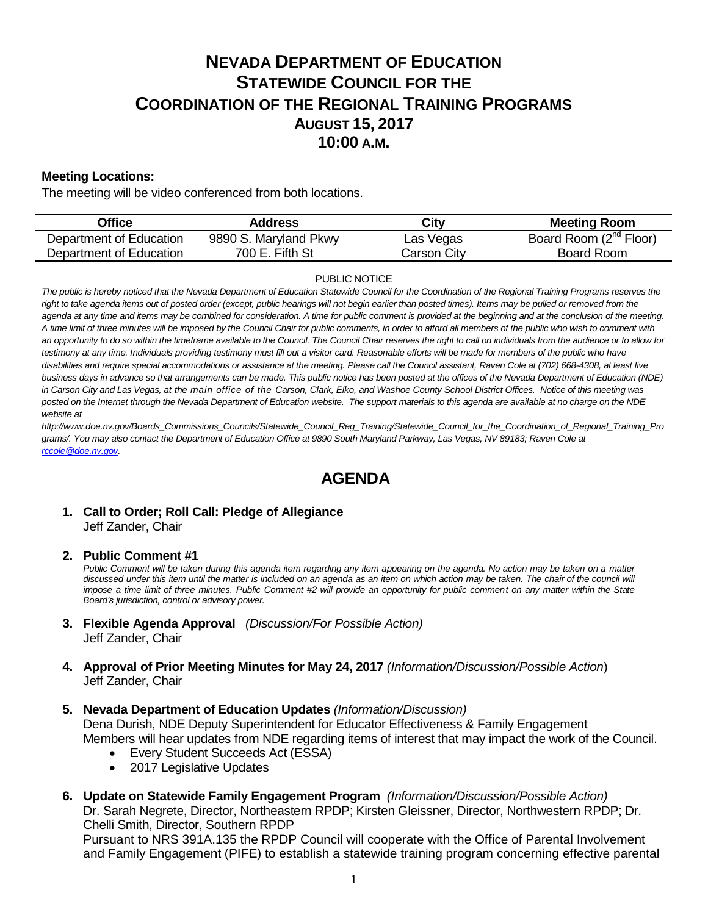# NEVADA DEPARTMENT OF EDUCATION
# STATEWIDE COUNCIL FOR THE COORDINATION OF THE REGIONAL TRAINING PROGRAMS
## AUGUST 15, 2017
## 10:00 A.M.

**Meeting Locations:**

The meeting will be video conferenced from both locations.

| Office | Address | City | Meeting Room |
|---|---|---|---|
| Department of Education | 9890 S. Maryland Pkwy | Las Vegas | Board Room (2nd Floor) |
| Department of Education | 700 E. Fifth St | Carson City | Board Room |

PUBLIC NOTICE

*The public is hereby noticed that the Nevada Department of Education Statewide Council for the Coordination of the Regional Training Programs reserves the right to take agenda items out of posted order (except, public hearings will not begin earlier than posted times). Items may be pulled or removed from the agenda at any time and items may be combined for consideration. A time for public comment is provided at the beginning and at the conclusion of the meeting. A time limit of three minutes will be imposed by the Council Chair for public comments, in order to afford all members of the public who wish to comment with an opportunity to do so within the timeframe available to the Council. The Council Chair reserves the right to call on individuals from the audience or to allow for testimony at any time. Individuals providing testimony must fill out a visitor card. Reasonable efforts will be made for members of the public who have disabilities and require special accommodations or assistance at the meeting. Please call the Council assistant, Raven Cole at (702) 668-4308, at least five business days in advance so that arrangements can be made. This public notice has been posted at the offices of the Nevada Department of Education (NDE) in Carson City and Las Vegas, at the main office of the Carson, Clark, Elko, and Washoe County School District Offices. Notice of this meeting was posted on the Internet through the Nevada Department of Education website. The support materials to this agenda are available at no charge on the NDE website at http://www.doe.nv.gov/Boards_Commissions_Councils/Statewide_Council_Reg_Training/Statewide_Council_for_the_Coordination_of_Regional_Training_Programs/. You may also contact the Department of Education Office at 9890 South Maryland Parkway, Las Vegas, NV 89183; Raven Cole at rccole@doe.nv.gov.*

# AGENDA

1. **Call to Order; Roll Call: Pledge of Allegiance**
   Jeff Zander, Chair

2. **Public Comment #1**
   *Public Comment will be taken during this agenda item regarding any item appearing on the agenda. No action may be taken on a matter discussed under this item until the matter is included on an agenda as an item on which action may be taken. The chair of the council will impose a time limit of three minutes. Public Comment #2 will provide an opportunity for public comment on any matter within the State Board's jurisdiction, control or advisory power.*

3. **Flexible Agenda Approval** *(Discussion/For Possible Action)*
   Jeff Zander, Chair

4. **Approval of Prior Meeting Minutes for May 24, 2017** *(Information/Discussion/Possible Action)*
   Jeff Zander, Chair

5. **Nevada Department of Education Updates** *(Information/Discussion)*
   Dena Durish, NDE Deputy Superintendent for Educator Effectiveness & Family Engagement
   Members will hear updates from NDE regarding items of interest that may impact the work of the Council.
   - Every Student Succeeds Act (ESSA)
   - 2017 Legislative Updates

6. **Update on Statewide Family Engagement Program** *(Information/Discussion/Possible Action)*
   Dr. Sarah Negrete, Director, Northeastern RPDP; Kirsten Gleissner, Director, Northwestern RPDP; Dr. Chelli Smith, Director, Southern RPDP
   Pursuant to NRS 391A.135 the RPDP Council will cooperate with the Office of Parental Involvement and Family Engagement (PIFE) to establish a statewide training program concerning effective parental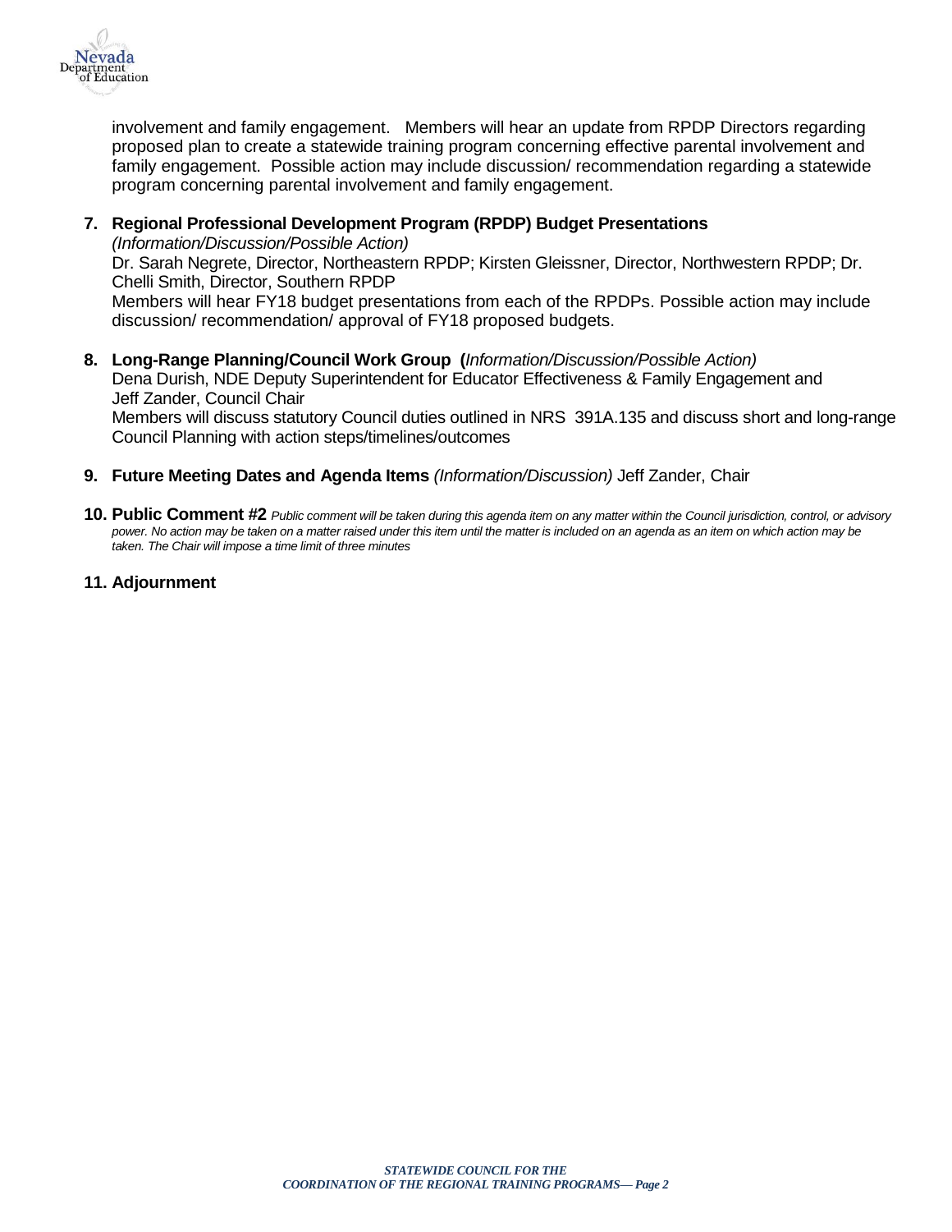involvement and family engagement. Members will hear an update from RPDP Directors regarding proposed plan to create a statewide training program concerning effective parental involvement and family engagement. Possible action may include discussion/ recommendation regarding a statewide program concerning parental involvement and family engagement.

7. **Regional Professional Development Program (RPDP) Budget Presentations**
   *(Information/Discussion/Possible Action)*
   Dr. Sarah Negrete, Director, Northeastern RPDP; Kirsten Gleissner, Director, Northwestern RPDP; Dr. Chelli Smith, Director, Southern RPDP
   Members will hear FY18 budget presentations from each of the RPDPs. Possible action may include discussion/ recommendation/ approval of FY18 proposed budgets.

8. **Long-Range Planning/Council Work Group (***Information/Discussion/Possible Action)*
   Dena Durish, NDE Deputy Superintendent for Educator Effectiveness & Family Engagement and Jeff Zander, Council Chair
   Members will discuss statutory Council duties outlined in NRS 391A.135 and discuss short and long-range Council Planning with action steps/timelines/outcomes

9. **Future Meeting Dates and Agenda Items** *(Information/Discussion)* Jeff Zander, Chair

10. **Public Comment #2** *Public comment will be taken during this agenda item on any matter within the Council jurisdiction, control, or advisory power. No action may be taken on a matter raised under this item until the matter is included on an agenda as an item on which action may be taken. The Chair will impose a time limit of three minutes*

11. **Adjournment**